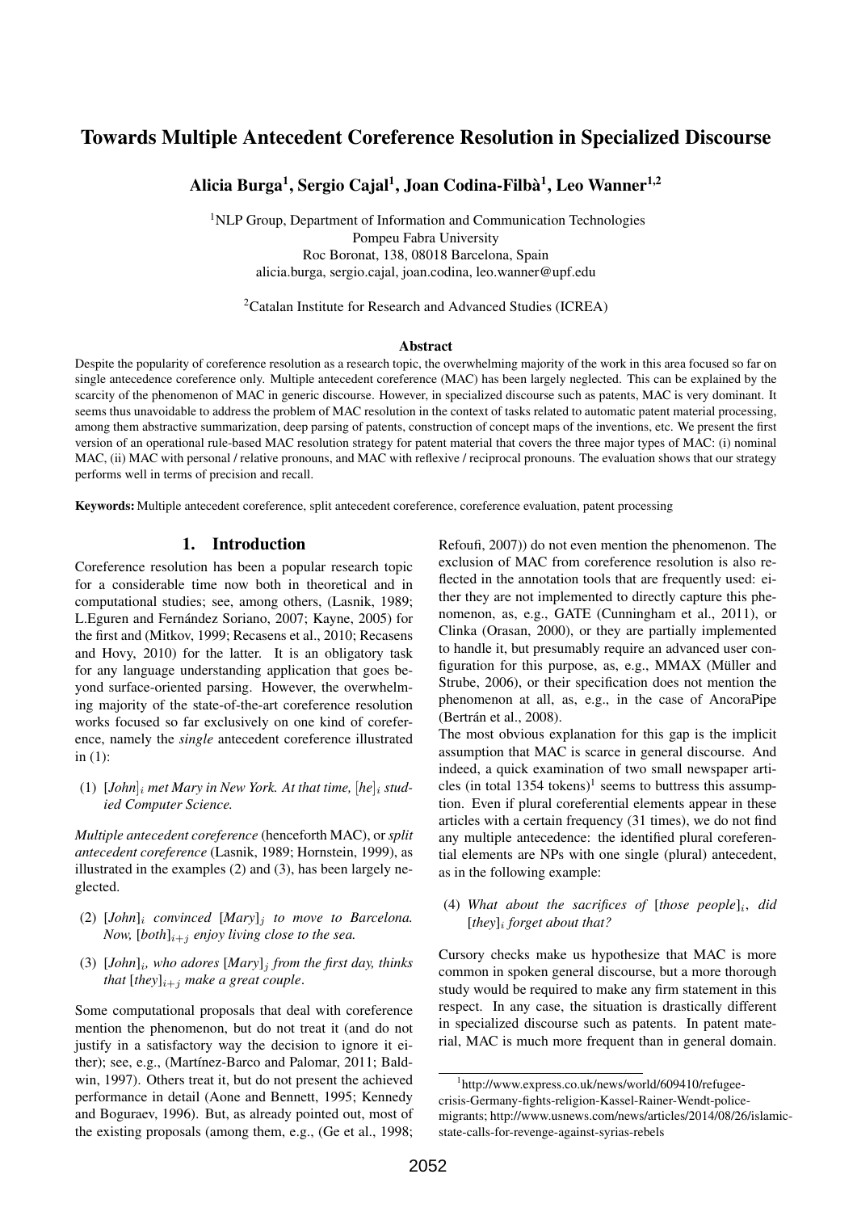# Towards Multiple Antecedent Coreference Resolution in Specialized Discourse

**Alicia Burga[1], Sergio Cajal[1], Joan Codina-Filbà[1], Leo Wanner[1,2]**

[1]NLP Group, Department of Information and Communication Technologies
Pompeu Fabra University
Roc Boronat, 138, 08018 Barcelona, Spain
alicia.burga, sergio.cajal, joan.codina, leo.wanner@upf.edu

[2]Catalan Institute for Research and Advanced Studies (ICREA)

### Abstract

Despite the popularity of coreference resolution as a research topic, the overwhelming majority of the work in this area focused so far on single antecedence coreference only. Multiple antecedent coreference (MAC) has been largely neglected. This can be explained by the scarcity of the phenomenon of MAC in generic discourse. However, in specialized discourse such as patents, MAC is very dominant. It seems thus unavoidable to address the problem of MAC resolution in the context of tasks related to automatic patent material processing, among them abstractive summarization, deep parsing of patents, construction of concept maps of the inventions, etc. We present the first version of an operational rule-based MAC resolution strategy for patent material that covers the three major types of MAC: (i) nominal MAC, (ii) MAC with personal / relative pronouns, and MAC with reflexive / reciprocal pronouns. The evaluation shows that our strategy performs well in terms of precision and recall.

**Keywords:** Multiple antecedent coreference, split antecedent coreference, coreference evaluation, patent processing

## 1. Introduction

Coreference resolution has been a popular research topic for a considerable time now both in theoretical and in computational studies; see, among others, (Lasnik, 1989; L.Eguren and Fernández Soriano, 2007; Kayne, 2005) for the first and (Mitkov, 1999; Recasens et al., 2010; Recasens and Hovy, 2010) for the latter. It is an obligatory task for any language understanding application that goes beyond surface-oriented parsing. However, the overwhelming majority of the state-of-the-art coreference resolution works focused so far exclusively on one kind of coreference, namely the *single* antecedent coreference illustrated in (1):

(1) *[John]$_i$ met Mary in New York. At that time, [he]$_i$ studied Computer Science.*

*Multiple antecedent coreference* (henceforth MAC), or *split antecedent coreference* (Lasnik, 1989; Hornstein, 1999), as illustrated in the examples (2) and (3), has been largely neglected.

(2) *[John]$_i$ convinced [Mary]$_j$ to move to Barcelona. Now, [both]$_{i+j}$ enjoy living close to the sea.*

(3) *[John]$_i$, who adores [Mary]$_j$ from the first day, thinks that [they]$_{i+j}$ make a great couple.*

Some computational proposals that deal with coreference mention the phenomenon, but do not treat it (and do not justify in a satisfactory way the decision to ignore it either); see, e.g., (Martínez-Barco and Palomar, 2011; Baldwin, 1997). Others treat it, but do not present the achieved performance in detail (Aone and Bennett, 1995; Kennedy and Boguraev, 1996). But, as already pointed out, most of the existing proposals (among them, e.g., (Ge et al., 1998; Refoufi, 2007)) do not even mention the phenomenon. The exclusion of MAC from coreference resolution is also reflected in the annotation tools that are frequently used: either they are not implemented to directly capture this phenomenon, as, e.g., GATE (Cunningham et al., 2011), or Clinka (Orasan, 2000), or they are partially implemented to handle it, but presumably require an advanced user configuration for this purpose, as, e.g., MMAX (Müller and Strube, 2006), or their specification does not mention the phenomenon at all, as, e.g., in the case of AncoraPipe (Bertrán et al., 2008).

The most obvious explanation for this gap is the implicit assumption that MAC is scarce in general discourse. And indeed, a quick examination of two small newspaper articles (in total 1354 tokens)[1] seems to buttress this assumption. Even if plural coreferential elements appear in these articles with a certain frequency (31 times), we do not find any multiple antecedence: the identified plural coreferential elements are NPs with one single (plural) antecedent, as in the following example:

(4) *What about the sacrifices of [those people]$_i$, did [they]$_i$ forget about that?*

Cursory checks make us hypothesize that MAC is more common in spoken general discourse, but a more thorough study would be required to make any firm statement in this respect. In any case, the situation is drastically different in specialized discourse such as patents. In patent material, MAC is much more frequent than in general domain.

[1]http://www.express.co.uk/news/world/609410/refugee-crisis-Germany-fights-religion-Kassel-Rainer-Wendt-police-migrants; http://www.usnews.com/news/articles/2014/08/26/islamic-state-calls-for-revenge-against-syrias-rebels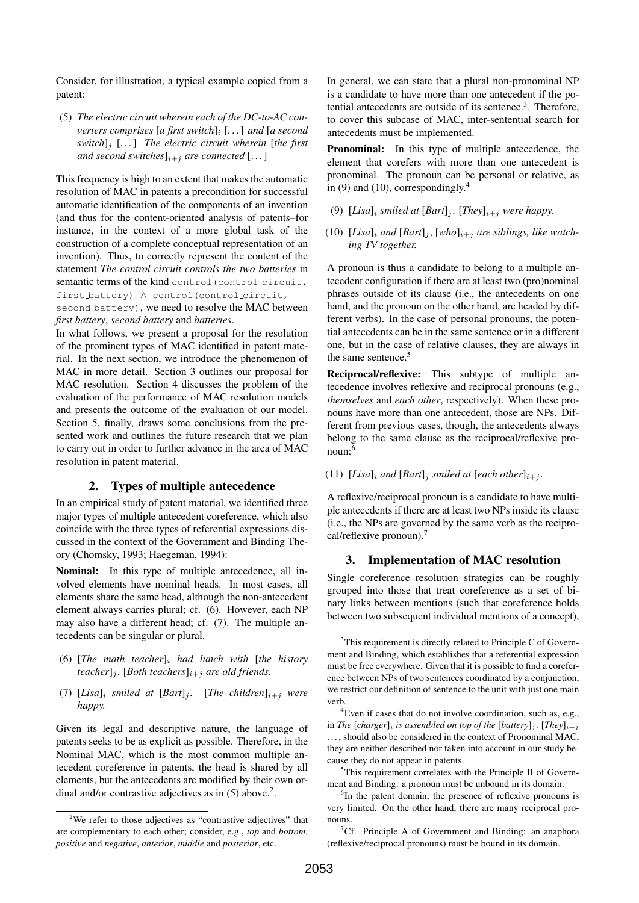Consider, for illustration, a typical example copied from a patent:

(5) *The electric circuit wherein each of the DC-to-AC converters comprises* [*a first switch*]$_i$ [...] *and* [*a second switch*]$_j$ [...] *The electric circuit wherein* [*the first and second switches*]$_{i+j}$ *are connected* [...]

This frequency is high to an extent that makes the automatic resolution of MAC in patents a precondition for successful automatic identification of the components of an invention (and thus for the content-oriented analysis of patents–for instance, in the context of a more global task of the construction of a complete conceptual representation of an invention). Thus, to correctly represent the content of the statement *The control circuit controls the two batteries* in semantic terms of the kind `control(control_circuit, first_battery)` ∧ `control(control_circuit, second_battery)`, we need to resolve the MAC between *first battery*, *second battery* and *batteries*.

In what follows, we present a proposal for the resolution of the prominent types of MAC identified in patent material. In the next section, we introduce the phenomenon of MAC in more detail. Section 3 outlines our proposal for MAC resolution. Section 4 discusses the problem of the evaluation of the performance of MAC resolution models and presents the outcome of the evaluation of our model. Section 5, finally, draws some conclusions from the presented work and outlines the future research that we plan to carry out in order to further advance in the area of MAC resolution in patent material.

## 2. Types of multiple antecedence

In an empirical study of patent material, we identified three major types of multiple antecedent coreference, which also coincide with the three types of referential expressions discussed in the context of the Government and Binding Theory (Chomsky, 1993; Haegeman, 1994):

**Nominal:** In this type of multiple antecedence, all involved elements have nominal heads. In most cases, all elements share the same head, although the non-antecedent element always carries plural; cf. (6). However, each NP may also have a different head; cf. (7). The multiple antecedents can be singular or plural.

(6) [*The math teacher*]$_i$ *had lunch with* [*the history teacher*]$_j$. [*Both teachers*]$_{i+j}$ *are old friends*.

(7) [*Lisa*]$_i$ *smiled at* [*Bart*]$_j$. [*The children*]$_{i+j}$ *were happy.*

Given its legal and descriptive nature, the language of patents seeks to be as explicit as possible. Therefore, in the Nominal MAC, which is the most common multiple antecedent coreference in patents, the head is shared by all elements, but the antecedents are modified by their own ordinal and/or contrastive adjectives as in (5) above.[2].

In general, we can state that a plural non-pronominal NP is a candidate to have more than one antecedent if the potential antecedents are outside of its sentence.[3]. Therefore, to cover this subcase of MAC, inter-sentential search for antecedents must be implemented.

**Pronominal:** In this type of multiple antecedence, the element that corefers with more than one antecedent is pronominal. The pronoun can be personal or relative, as in (9) and (10), correspondingly.[4]

(9) [*Lisa*]$_i$ *smiled at* [*Bart*]$_j$. [*They*]$_{i+j}$ *were happy.*

(10) [*Lisa*]$_i$ *and* [*Bart*]$_j$, [*who*]$_{i+j}$ *are siblings, like watching TV together.*

A pronoun is thus a candidate to belong to a multiple antecedent configuration if there are at least two (pro)nominal phrases outside of its clause (i.e., the antecedents on one hand, and the pronoun on the other hand, are headed by different verbs). In the case of personal pronouns, the potential antecedents can be in the same sentence or in a different one, but in the case of relative clauses, they are always in the same sentence.[5]

**Reciprocal/reflexive:** This subtype of multiple antecedence involves reflexive and reciprocal pronouns (e.g., *themselves* and *each other*, respectively). When these pronouns have more than one antecedent, those are NPs. Different from previous cases, though, the antecedents always belong to the same clause as the reciprocal/reflexive pronoun:[6]

(11) [*Lisa*]$_i$ *and* [*Bart*]$_j$ *smiled at* [*each other*]$_{i+j}$.

A reflexive/reciprocal pronoun is a candidate to have multiple antecedents if there are at least two NPs inside its clause (i.e., the NPs are governed by the same verb as the reciprocal/reflexive pronoun).[7]

## 3. Implementation of MAC resolution

Single coreference resolution strategies can be roughly grouped into those that treat coreference as a set of binary links between mentions (such that coreference holds between two subsequent individual mentions of a concept),

---

[2] We refer to those adjectives as "contrastive adjectives" that are complementary to each other; consider, e.g., *top* and *bottom*, *positive* and *negative*, *anterior*, *middle* and *posterior*, etc.

[3] This requirement is directly related to Principle C of Government and Binding, which establishes that a referential expression must be free everywhere. Given that it is possible to find a coreference between NPs of two sentences coordinated by a conjunction, we restrict our definition of sentence to the unit with just one main verb.

[4] Even if cases that do not involve coordination, such as, e.g., in *The* [*charger*]$_i$ *is assembled on top of the* [*battery*]$_j$. [*They*]$_{i+j}$ ..., should also be considered in the context of Pronominal MAC, they are neither described nor taken into account in our study because they do not appear in patents.

[5] This requirement correlates with the Principle B of Government and Binding: a pronoun must be unbound in its domain.

[6] In the patent domain, the presence of reflexive pronouns is very limited. On the other hand, there are many reciprocal pronouns.

[7] Cf. Principle A of Government and Binding: an anaphora (reflexive/reciprocal pronouns) must be bound in its domain.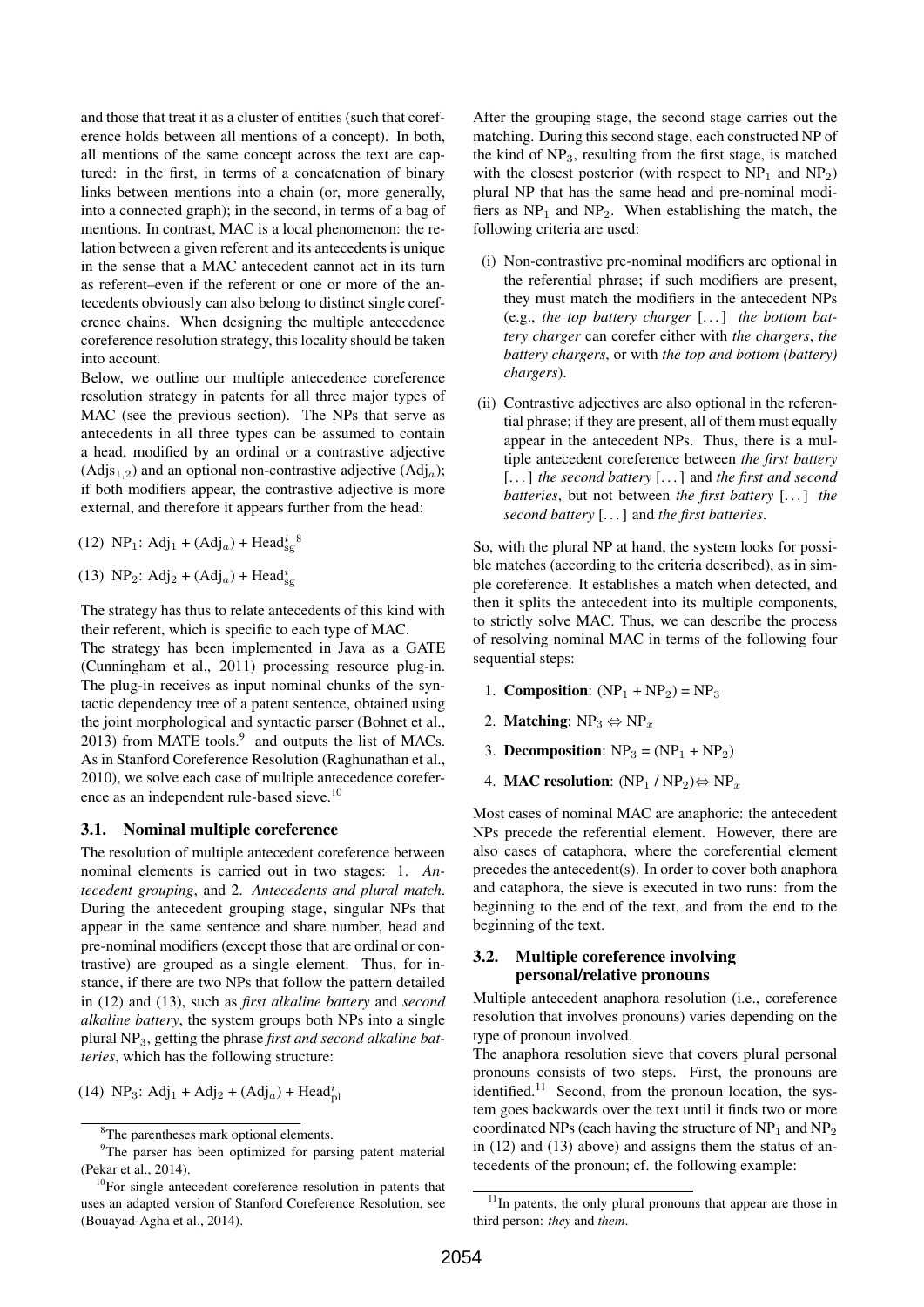and those that treat it as a cluster of entities (such that coreference holds between all mentions of a concept). In both, all mentions of the same concept across the text are captured: in the first, in terms of a concatenation of binary links between mentions into a chain (or, more generally, into a connected graph); in the second, in terms of a bag of mentions. In contrast, MAC is a local phenomenon: the relation between a given referent and its antecedents is unique in the sense that a MAC antecedent cannot act in its turn as referent–even if the referent or one or more of the antecedents obviously can also belong to distinct single coreference chains. When designing the multiple antecedence coreference resolution strategy, this locality should be taken into account.

Below, we outline our multiple antecedence coreference resolution strategy in patents for all three major types of MAC (see the previous section). The NPs that serve as antecedents in all three types can be assumed to contain a head, modified by an ordinal or a contrastive adjective ($\text{Adjs}_{1,2}$) and an optional non-contrastive adjective ($\text{Adj}_a$); if both modifiers appear, the contrastive adjective is more external, and therefore it appears further from the head:

(12) $\text{NP}_1$: $\text{Adj}_1$ + ($\text{Adj}_a$) + $\text{Head}^i_{\text{sg}}$[8]

(13) $\text{NP}_2$: $\text{Adj}_2$ + ($\text{Adj}_a$) + $\text{Head}^i_{\text{sg}}$

The strategy has thus to relate antecedents of this kind with their referent, which is specific to each type of MAC.

The strategy has been implemented in Java as a GATE (Cunningham et al., 2011) processing resource plug-in. The plug-in receives as input nominal chunks of the syntactic dependency tree of a patent sentence, obtained using the joint morphological and syntactic parser (Bohnet et al., 2013) from MATE tools.[9] and outputs the list of MACs. As in Stanford Coreference Resolution (Raghunathan et al., 2010), we solve each case of multiple antecedence coreference as an independent rule-based sieve.[10]

### 3.1. Nominal multiple coreference

The resolution of multiple antecedent coreference between nominal elements is carried out in two stages: 1. *Antecedent grouping*, and 2. *Antecedents and plural match*. During the antecedent grouping stage, singular NPs that appear in the same sentence and share number, head and pre-nominal modifiers (except those that are ordinal or contrastive) are grouped as a single element. Thus, for instance, if there are two NPs that follow the pattern detailed in (12) and (13), such as *first alkaline battery* and *second alkaline battery*, the system groups both NPs into a single plural $\text{NP}_3$, getting the phrase *first and second alkaline batteries*, which has the following structure:

(14) $\text{NP}_3$: $\text{Adj}_1$ + $\text{Adj}_2$ + ($\text{Adj}_a$) + $\text{Head}^i_{\text{pl}}$

After the grouping stage, the second stage carries out the matching. During this second stage, each constructed NP of the kind of $\text{NP}_3$, resulting from the first stage, is matched with the closest posterior (with respect to $\text{NP}_1$ and $\text{NP}_2$) plural NP that has the same head and pre-nominal modifiers as $\text{NP}_1$ and $\text{NP}_2$. When establishing the match, the following criteria are used:

(i) Non-contrastive pre-nominal modifiers are optional in the referential phrase; if such modifiers are present, they must match the modifiers in the antecedent NPs (e.g., *the top battery charger* [...] *the bottom battery charger* can corefer either with *the chargers*, *the battery chargers*, or with *the top and bottom (battery) chargers*).

(ii) Contrastive adjectives are also optional in the referential phrase; if they are present, all of them must equally appear in the antecedent NPs. Thus, there is a multiple antecedent coreference between *the first battery* [...] *the second battery* [...] and *the first and second batteries*, but not between *the first battery* [...] *the second battery* [...] and *the first batteries*.

So, with the plural NP at hand, the system looks for possible matches (according to the criteria described), as in simple coreference. It establishes a match when detected, and then it splits the antecedent into its multiple components, to strictly solve MAC. Thus, we can describe the process of resolving nominal MAC in terms of the following four sequential steps:

1. **Composition**: ($\text{NP}_1$ + $\text{NP}_2$) = $\text{NP}_3$
2. **Matching**: $\text{NP}_3 \Leftrightarrow \text{NP}_x$
3. **Decomposition**: $\text{NP}_3$ = ($\text{NP}_1$ + $\text{NP}_2$)
4. **MAC resolution**: ($\text{NP}_1$ / $\text{NP}_2$)$\Leftrightarrow \text{NP}_x$

Most cases of nominal MAC are anaphoric: the antecedent NPs precede the referential element. However, there are also cases of cataphora, where the coreferential element precedes the antecedent(s). In order to cover both anaphora and cataphora, the sieve is executed in two runs: from the beginning to the end of the text, and from the end to the beginning of the text.

### 3.2. Multiple coreference involving personal/relative pronouns

Multiple antecedent anaphora resolution (i.e., coreference resolution that involves pronouns) varies depending on the type of pronoun involved.

The anaphora resolution sieve that covers plural personal pronouns consists of two steps. First, the pronouns are identified.[11] Second, from the pronoun location, the system goes backwards over the text until it finds two or more coordinated NPs (each having the structure of $\text{NP}_1$ and $\text{NP}_2$ in (12) and (13) above) and assigns them the status of antecedents of the pronoun; cf. the following example:

[8] The parentheses mark optional elements.

[9] The parser has been optimized for parsing patent material (Pekar et al., 2014).

[10] For single antecedent coreference resolution in patents that uses an adapted version of Stanford Coreference Resolution, see (Bouayad-Agha et al., 2014).

[11] In patents, the only plural pronouns that appear are those in third person: *they* and *them*.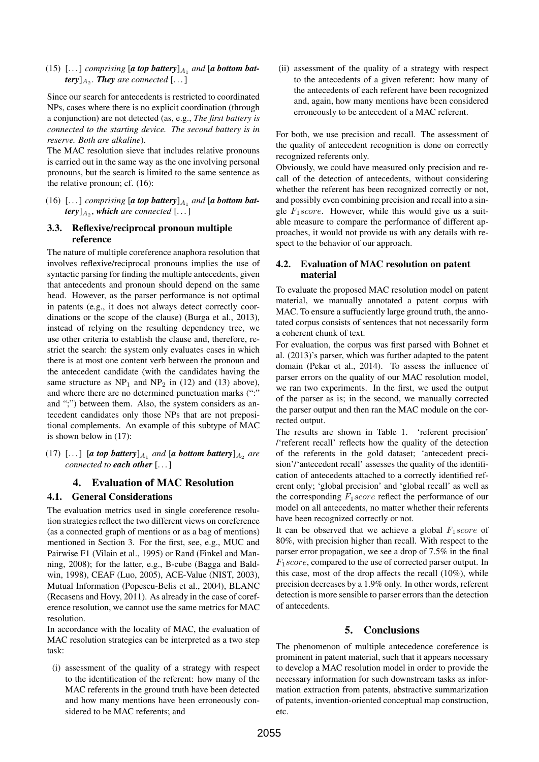(15) [. . . ] *comprising* [***a top battery***]$_{A_1}$ *and* [***a bottom battery***]$_{A_2}$. ***They*** *are connected* [. . . ]

Since our search for antecedents is restricted to coordinated NPs, cases where there is no explicit coordination (through a conjunction) are not detected (as, e.g., *The first battery is connected to the starting device. The second battery is in reserve. Both are alkaline*).

The MAC resolution sieve that includes relative pronouns is carried out in the same way as the one involving personal pronouns, but the search is limited to the same sentence as the relative pronoun; cf. (16):

(16) [. . . ] *comprising* [***a top battery***]$_{A_1}$ *and* [***a bottom battery***]$_{A_2}$, ***which*** *are connected* [. . . ]

### 3.3. Reflexive/reciprocal pronoun multiple reference

The nature of multiple coreference anaphora resolution that involves reflexive/reciprocal pronouns implies the use of syntactic parsing for finding the multiple antecedents, given that antecedents and pronoun should depend on the same head. However, as the parser performance is not optimal in patents (e.g., it does not always detect correctly coordinations or the scope of the clause) (Burga et al., 2013), instead of relying on the resulting dependency tree, we use other criteria to establish the clause and, therefore, restrict the search: the system only evaluates cases in which there is at most one content verb between the pronoun and the antecedent candidate (with the candidates having the same structure as $NP_1$ and $NP_2$ in (12) and (13) above), and where there are no determined punctuation marks (":" and ";") between them. Also, the system considers as antecedent candidates only those NPs that are not prepositional complements. An example of this subtype of MAC is shown below in (17):

(17) [. . . ] [***a top battery***]$_{A_1}$ *and* [***a bottom battery***]$_{A_2}$ *are connected to* ***each other*** [. . . ]

## 4. Evaluation of MAC Resolution

### 4.1. General Considerations

The evaluation metrics used in single coreference resolution strategies reflect the two different views on coreference (as a connected graph of mentions or as a bag of mentions) mentioned in Section 3. For the first, see, e.g., MUC and Pairwise F1 (Vilain et al., 1995) or Rand (Finkel and Manning, 2008); for the latter, e.g., B-cube (Bagga and Baldwin, 1998), CEAF (Luo, 2005), ACE-Value (NIST, 2003), Mutual Information (Popescu-Belis et al., 2004), BLANC (Recasens and Hovy, 2011). As already in the case of coreference resolution, we cannot use the same metrics for MAC resolution.

In accordance with the locality of MAC, the evaluation of MAC resolution strategies can be interpreted as a two step task:

(i) assessment of the quality of a strategy with respect to the identification of the referent: how many of the MAC referents in the ground truth have been detected and how many mentions have been erroneously considered to be MAC referents; and

(ii) assessment of the quality of a strategy with respect to the antecedents of a given referent: how many of the antecedents of each referent have been recognized and, again, how many mentions have been considered erroneously to be antecedent of a MAC referent.

For both, we use precision and recall. The assessment of the quality of antecedent recognition is done on correctly recognized referents only.

Obviously, we could have measured only precision and recall of the detection of antecedents, without considering whether the referent has been recognized correctly or not, and possibly even combining precision and recall into a single $F_1 score$. However, while this would give us a suitable measure to compare the performance of different approaches, it would not provide us with any details with respect to the behavior of our approach.

### 4.2. Evaluation of MAC resolution on patent material

To evaluate the proposed MAC resolution model on patent material, we manually annotated a patent corpus with MAC. To ensure a suffuciently large ground truth, the annotated corpus consists of sentences that not necessarily form a coherent chunk of text.

For evaluation, the corpus was first parsed with Bohnet et al. (2013)'s parser, which was further adapted to the patent domain (Pekar et al., 2014). To assess the influence of parser errors on the quality of our MAC resolution model, we ran two experiments. In the first, we used the output of the parser as is; in the second, we manually corrected the parser output and then ran the MAC module on the corrected output.

The results are shown in Table 1. 'referent precision' /'referent recall' reflects how the quality of the detection of the referents in the gold dataset; 'antecedent precision'/'antecedent recall' assesses the quality of the identification of antecedents attached to a correctly identified referent only; 'global precision' and 'global recall' as well as the corresponding $F_1 score$ reflect the performance of our model on all antecedents, no matter whether their referents have been recognized correctly or not.

It can be observed that we achieve a global $F_1 score$ of 80%, with precision higher than recall. With respect to the parser error propagation, we see a drop of 7.5% in the final $F_1 score$, compared to the use of corrected parser output. In this case, most of the drop affects the recall (10%), while precision decreases by a 1.9% only. In other words, referent detection is more sensible to parser errors than the detection of antecedents.

## 5. Conclusions

The phenomenon of multiple antecedence coreference is prominent in patent material, such that it appears necessary to develop a MAC resolution model in order to provide the necessary information for such downstream tasks as information extraction from patents, abstractive summarization of patents, invention-oriented conceptual map construction, etc.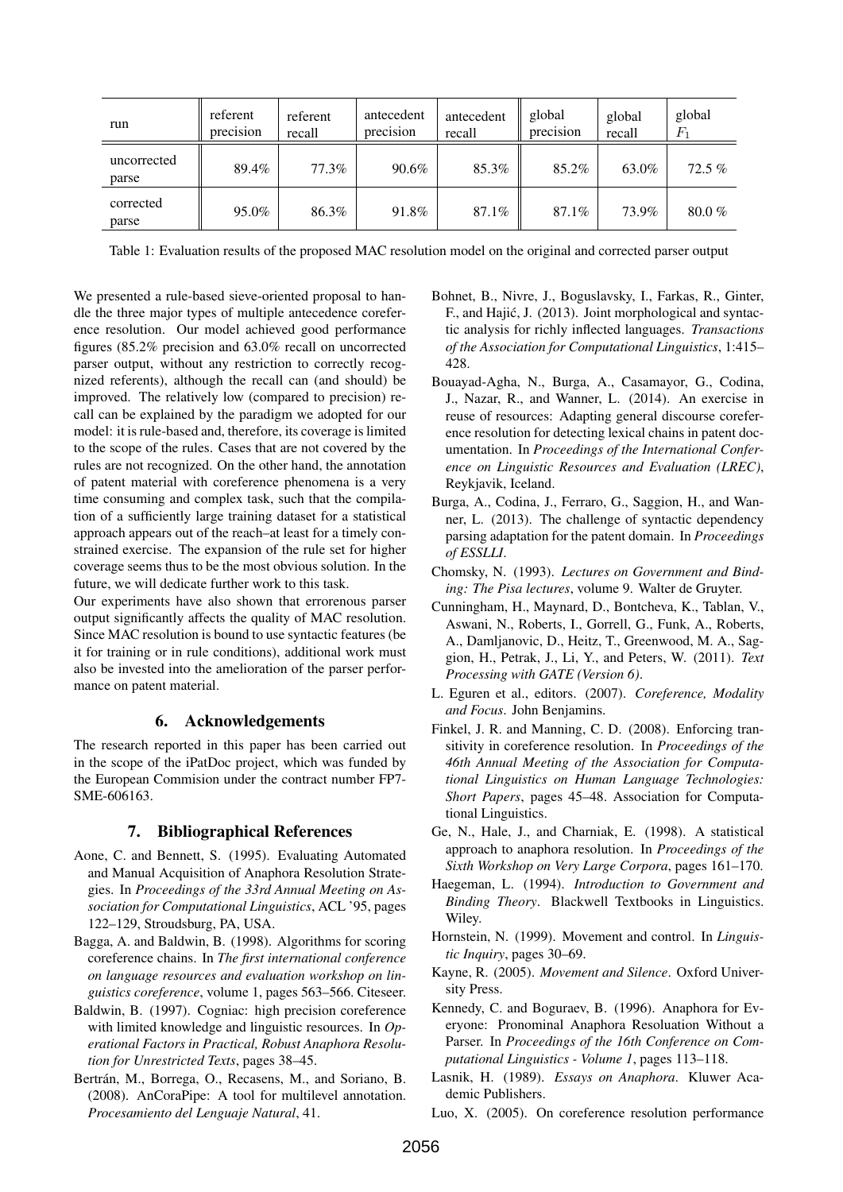| run | referent precision | referent recall | antecedent precision | antecedent recall | global precision | global recall | global $F_1$ |
|---|---|---|---|---|---|---|---|
| uncorrected parse | 89.4% | 77.3% | 90.6% | 85.3% | 85.2% | 63.0% | 72.5 % |
| corrected parse | 95.0% | 86.3% | 91.8% | 87.1% | 87.1% | 73.9% | 80.0 % |

Table 1: Evaluation results of the proposed MAC resolution model on the original and corrected parser output

We presented a rule-based sieve-oriented proposal to handle the three major types of multiple antecedence coreference resolution. Our model achieved good performance figures (85.2% precision and 63.0% recall on uncorrected parser output, without any restriction to correctly recognized referents), although the recall can (and should) be improved. The relatively low (compared to precision) recall can be explained by the paradigm we adopted for our model: it is rule-based and, therefore, its coverage is limited to the scope of the rules. Cases that are not covered by the rules are not recognized. On the other hand, the annotation of patent material with coreference phenomena is a very time consuming and complex task, such that the compilation of a sufficiently large training dataset for a statistical approach appears out of the reach–at least for a timely constrained exercise. The expansion of the rule set for higher coverage seems thus to be the most obvious solution. In the future, we will dedicate further work to this task.

Our experiments have also shown that errorenous parser output significantly affects the quality of MAC resolution. Since MAC resolution is bound to use syntactic features (be it for training or in rule conditions), additional work must also be invested into the amelioration of the parser performance on patent material.

## 6. Acknowledgements

The research reported in this paper has been carried out in the scope of the iPatDoc project, which was funded by the European Commision under the contract number FP7-SME-606163.

## 7. Bibliographical References

Aone, C. and Bennett, S. (1995). Evaluating Automated and Manual Acquisition of Anaphora Resolution Strategies. In *Proceedings of the 33rd Annual Meeting on Association for Computational Linguistics*, ACL '95, pages 122–129, Stroudsburg, PA, USA.

Bagga, A. and Baldwin, B. (1998). Algorithms for scoring coreference chains. In *The first international conference on language resources and evaluation workshop on linguistics coreference*, volume 1, pages 563–566. Citeseer.

Baldwin, B. (1997). Cogniac: high precision coreference with limited knowledge and linguistic resources. In *Operational Factors in Practical, Robust Anaphora Resolution for Unrestricted Texts*, pages 38–45.

Bertrán, M., Borrega, O., Recasens, M., and Soriano, B. (2008). AnCoraPipe: A tool for multilevel annotation. *Procesamiento del Lenguaje Natural*, 41.

Bohnet, B., Nivre, J., Boguslavsky, I., Farkas, R., Ginter, F., and Hajić, J. (2013). Joint morphological and syntactic analysis for richly inflected languages. *Transactions of the Association for Computational Linguistics*, 1:415–428.

Bouayad-Agha, N., Burga, A., Casamayor, G., Codina, J., Nazar, R., and Wanner, L. (2014). An exercise in reuse of resources: Adapting general discourse coreference resolution for detecting lexical chains in patent documentation. In *Proceedings of the International Conference on Linguistic Resources and Evaluation (LREC)*, Reykjavik, Iceland.

Burga, A., Codina, J., Ferraro, G., Saggion, H., and Wanner, L. (2013). The challenge of syntactic dependency parsing adaptation for the patent domain. In *Proceedings of ESSLLI*.

Chomsky, N. (1993). *Lectures on Government and Binding: The Pisa lectures*, volume 9. Walter de Gruyter.

Cunningham, H., Maynard, D., Bontcheva, K., Tablan, V., Aswani, N., Roberts, I., Gorrell, G., Funk, A., Roberts, A., Damljanovic, D., Heitz, T., Greenwood, M. A., Saggion, H., Petrak, J., Li, Y., and Peters, W. (2011). *Text Processing with GATE (Version 6)*.

L. Eguren et al., editors. (2007). *Coreference, Modality and Focus*. John Benjamins.

Finkel, J. R. and Manning, C. D. (2008). Enforcing transitivity in coreference resolution. In *Proceedings of the 46th Annual Meeting of the Association for Computational Linguistics on Human Language Technologies: Short Papers*, pages 45–48. Association for Computational Linguistics.

Ge, N., Hale, J., and Charniak, E. (1998). A statistical approach to anaphora resolution. In *Proceedings of the Sixth Workshop on Very Large Corpora*, pages 161–170.

Haegeman, L. (1994). *Introduction to Government and Binding Theory*. Blackwell Textbooks in Linguistics. Wiley.

Hornstein, N. (1999). Movement and control. In *Linguistic Inquiry*, pages 30–69.

Kayne, R. (2005). *Movement and Silence*. Oxford University Press.

Kennedy, C. and Boguraev, B. (1996). Anaphora for Everyone: Pronominal Anaphora Resoluation Without a Parser. In *Proceedings of the 16th Conference on Computational Linguistics - Volume 1*, pages 113–118.

Lasnik, H. (1989). *Essays on Anaphora*. Kluwer Academic Publishers.

Luo, X. (2005). On coreference resolution performance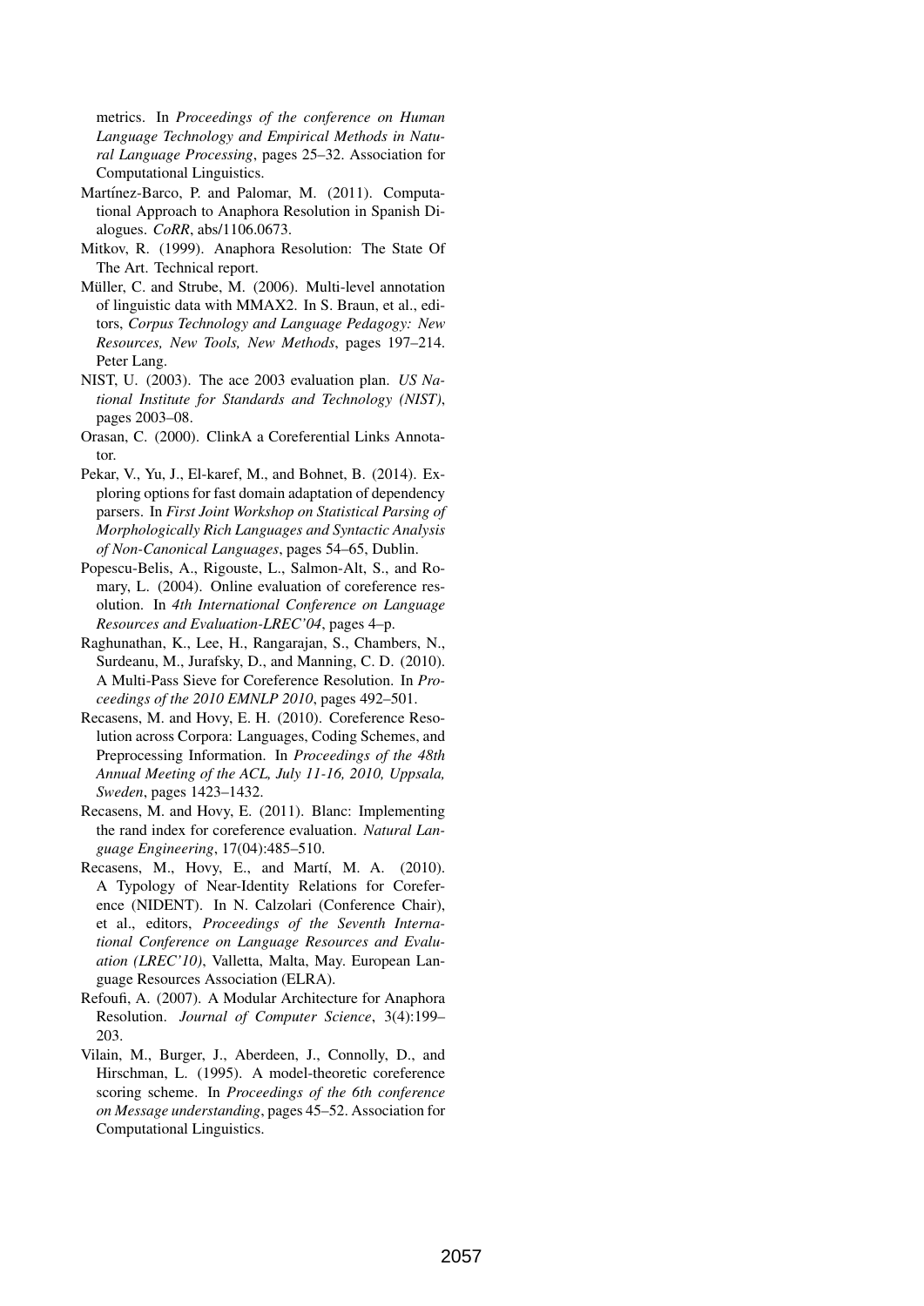metrics. In *Proceedings of the conference on Human Language Technology and Empirical Methods in Natural Language Processing*, pages 25–32. Association for Computational Linguistics.

Martínez-Barco, P. and Palomar, M. (2011). Computational Approach to Anaphora Resolution in Spanish Dialogues. *CoRR*, abs/1106.0673.

Mitkov, R. (1999). Anaphora Resolution: The State Of The Art. Technical report.

Müller, C. and Strube, M. (2006). Multi-level annotation of linguistic data with MMAX2. In S. Braun, et al., editors, *Corpus Technology and Language Pedagogy: New Resources, New Tools, New Methods*, pages 197–214. Peter Lang.

NIST, U. (2003). The ace 2003 evaluation plan. *US National Institute for Standards and Technology (NIST)*, pages 2003–08.

Orasan, C. (2000). ClinkA a Coreferential Links Annotator.

Pekar, V., Yu, J., El-karef, M., and Bohnet, B. (2014). Exploring options for fast domain adaptation of dependency parsers. In *First Joint Workshop on Statistical Parsing of Morphologically Rich Languages and Syntactic Analysis of Non-Canonical Languages*, pages 54–65, Dublin.

Popescu-Belis, A., Rigouste, L., Salmon-Alt, S., and Romary, L. (2004). Online evaluation of coreference resolution. In *4th International Conference on Language Resources and Evaluation-LREC'04*, pages 4–p.

Raghunathan, K., Lee, H., Rangarajan, S., Chambers, N., Surdeanu, M., Jurafsky, D., and Manning, C. D. (2010). A Multi-Pass Sieve for Coreference Resolution. In *Proceedings of the 2010 EMNLP 2010*, pages 492–501.

Recasens, M. and Hovy, E. H. (2010). Coreference Resolution across Corpora: Languages, Coding Schemes, and Preprocessing Information. In *Proceedings of the 48th Annual Meeting of the ACL, July 11-16, 2010, Uppsala, Sweden*, pages 1423–1432.

Recasens, M. and Hovy, E. (2011). Blanc: Implementing the rand index for coreference evaluation. *Natural Language Engineering*, 17(04):485–510.

Recasens, M., Hovy, E., and Martí, M. A. (2010). A Typology of Near-Identity Relations for Coreference (NIDENT). In N. Calzolari (Conference Chair), et al., editors, *Proceedings of the Seventh International Conference on Language Resources and Evaluation (LREC'10)*, Valletta, Malta, May. European Language Resources Association (ELRA).

Refoufi, A. (2007). A Modular Architecture for Anaphora Resolution. *Journal of Computer Science*, 3(4):199–203.

Vilain, M., Burger, J., Aberdeen, J., Connolly, D., and Hirschman, L. (1995). A model-theoretic coreference scoring scheme. In *Proceedings of the 6th conference on Message understanding*, pages 45–52. Association for Computational Linguistics.